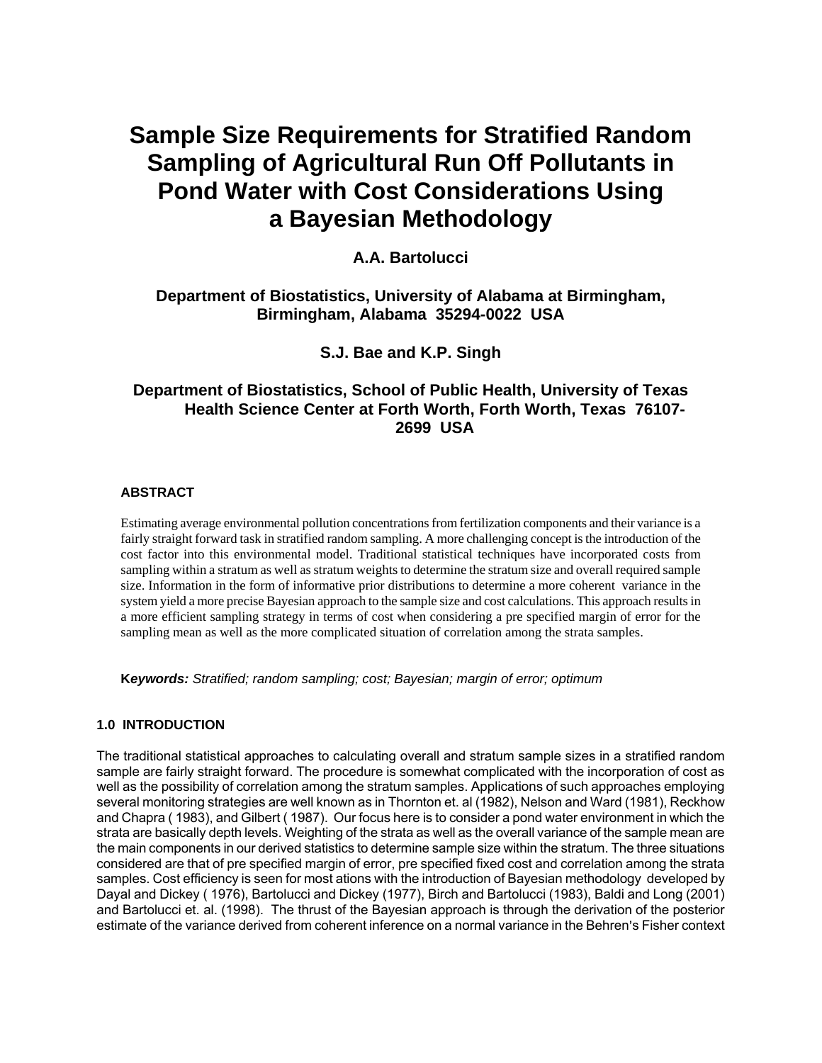# Sample Size Requirements for Stratified Random Sampling of Agricultural Run Off Pollutants in Pond Water with Cost Considerations Using a Bayesian Methodology

**A.A. Bartolucci**

**Department of Biostatistics, University of Alabama at Birmingham, Birmingham, Alabama 35294-0022 USA**

**S.J. Bae and K.P. Singh**

**Department of Biostatistics, School of Public Health, University of Texas Health Science Center at Forth Worth, Forth Worth, Texas 76107-2699 USA**

### ABSTRACT

Estimating average environmental pollution concentrations from fertilization components and their variance is a fairly straight forward task in stratified random sampling. A more challenging concept is the introduction of the cost factor into this environmental model. Traditional statistical techniques have incorporated costs from sampling within a stratum as well as stratum weights to determine the stratum size and overall required sample size. Information in the form of informative prior distributions to determine a more coherent variance in the system yield a more precise Bayesian approach to the sample size and cost calculations. This approach results in a more efficient sampling strategy in terms of cost when considering a pre specified margin of error for the sampling mean as well as the more complicated situation of correlation among the strata samples.

**K*eywords:*** *Stratified; random sampling; cost; Bayesian; margin of error; optimum*

## 1.0 INTRODUCTION

The traditional statistical approaches to calculating overall and stratum sample sizes in a stratified random sample are fairly straight forward. The procedure is somewhat complicated with the incorporation of cost as well as the possibility of correlation among the stratum samples. Applications of such approaches employing several monitoring strategies are well known as in Thornton et. al (1982), Nelson and Ward (1981), Reckhow and Chapra ( 1983), and Gilbert ( 1987). Our focus here is to consider a pond water environment in which the strata are basically depth levels. Weighting of the strata as well as the overall variance of the sample mean are the main components in our derived statistics to determine sample size within the stratum. The three situations considered are that of pre specified margin of error, pre specified fixed cost and correlation among the strata samples. Cost efficiency is seen for most ations with the introduction of Bayesian methodology developed by Dayal and Dickey ( 1976), Bartolucci and Dickey (1977), Birch and Bartolucci (1983), Baldi and Long (2001) and Bartolucci et. al. (1998). The thrust of the Bayesian approach is through the derivation of the posterior estimate of the variance derived from coherent inference on a normal variance in the Behren's Fisher context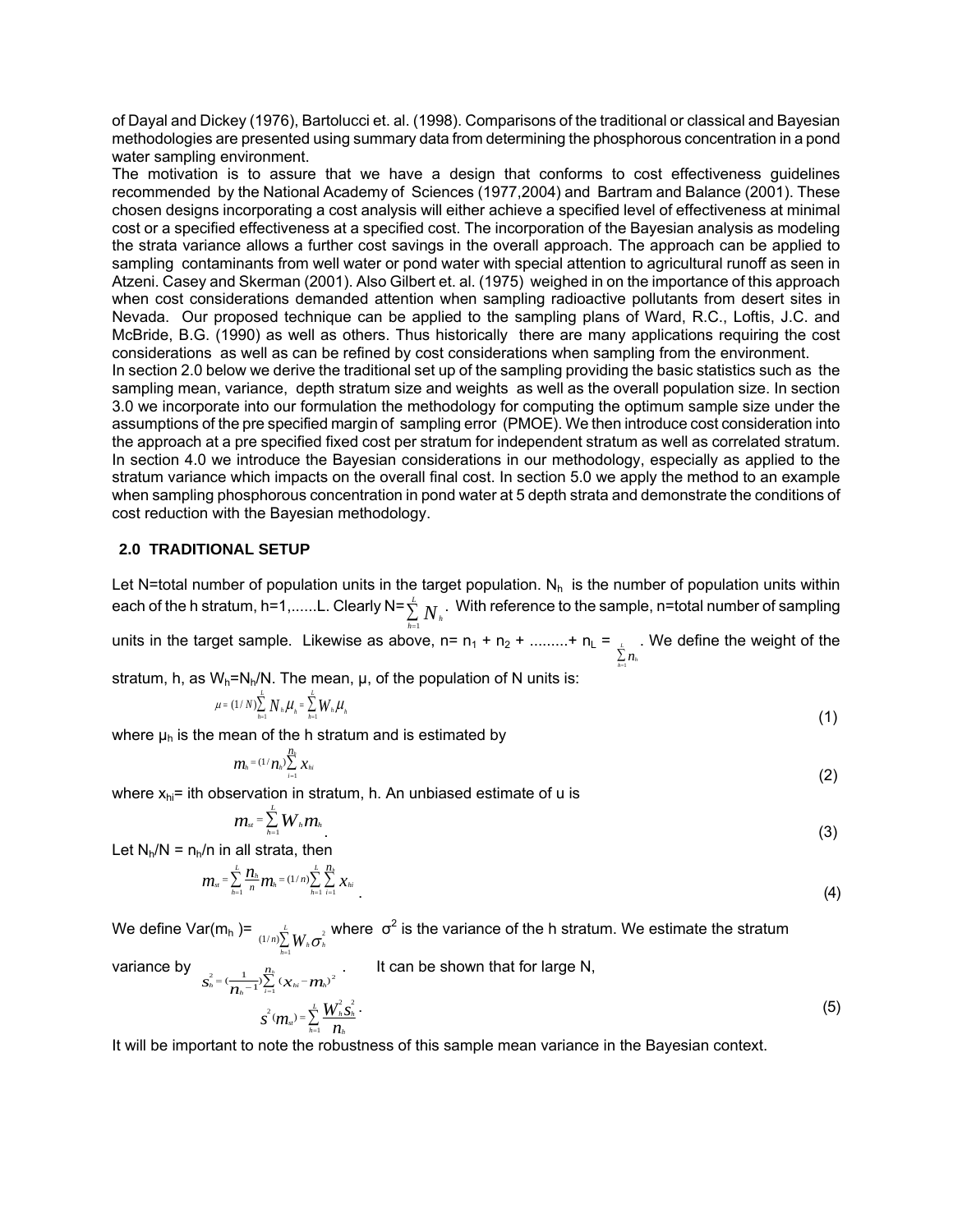of Dayal and Dickey (1976), Bartolucci et. al. (1998). Comparisons of the traditional or classical and Bayesian methodologies are presented using summary data from determining the phosphorous concentration in a pond water sampling environment.

The motivation is to assure that we have a design that conforms to cost effectiveness guidelines recommended by the National Academy of Sciences (1977,2004) and Bartram and Balance (2001). These chosen designs incorporating a cost analysis will either achieve a specified level of effectiveness at minimal cost or a specified effectiveness at a specified cost. The incorporation of the Bayesian analysis as modeling the strata variance allows a further cost savings in the overall approach. The approach can be applied to sampling contaminants from well water or pond water with special attention to agricultural runoff as seen in Atzeni. Casey and Skerman (2001). Also Gilbert et. al. (1975) weighed in on the importance of this approach when cost considerations demanded attention when sampling radioactive pollutants from desert sites in Nevada. Our proposed technique can be applied to the sampling plans of Ward, R.C., Loftis, J.C. and McBride, B.G. (1990) as well as others. Thus historically there are many applications requiring the cost considerations as well as can be refined by cost considerations when sampling from the environment.

In section 2.0 below we derive the traditional set up of the sampling providing the basic statistics such as the sampling mean, variance, depth stratum size and weights as well as the overall population size. In section 3.0 we incorporate into our formulation the methodology for computing the optimum sample size under the assumptions of the pre specified margin of sampling error (PMOE). We then introduce cost consideration into the approach at a pre specified fixed cost per stratum for independent stratum as well as correlated stratum. In section 4.0 we introduce the Bayesian considerations in our methodology, especially as applied to the stratum variance which impacts on the overall final cost. In section 5.0 we apply the method to an example when sampling phosphorous concentration in pond water at 5 depth strata and demonstrate the conditions of cost reduction with the Bayesian methodology.

## 2.0 TRADITIONAL SETUP

Let N=total number of population units in the target population. $N_h$ is the number of population units within each of the h stratum, h=1,......L. Clearly $N=\sum_{h=1}^{L} N_h$. With reference to the sample, n=total number of sampling units in the target sample. Likewise as above, $n= n_1 + n_2 + \dots + n_L = \sum_{h=1}^{L} n_h$. We define the weight of the stratum, h, as $W_h=N_h/N$. The mean, μ, of the population of N units is:

$$\mu = (1/N)\sum_{h=1}^{L} N_h \mu_h = \sum_{h=1}^{L} W_h \mu_h \tag{1}$$

where $\mu_h$ is the mean of the h stratum and is estimated by

$$m_h = (1/n_h)\sum_{i=1}^{n_h} x_{hi} \tag{2}$$

where $x_{hi}$= ith observation in stratum, h. An unbiased estimate of u is

$$m_{st} = \sum_{h=1}^{L} W_h m_h \tag{3}$$

Let $N_h/N = n_h/n$ in all strata, then

$$m_{st} = \sum_{h=1}^{L} \frac{n_h}{n} m_h = (1/n)\sum_{h=1}^{L}\sum_{i=1}^{n_h} x_{hi} \tag{4}$$

We define Var($m_h$ )= $(1/n)\sum_{h=1}^{L} W_h \sigma_h^2$ where $\sigma^2$ is the variance of the h stratum. We estimate the stratum variance by $s_h^2 = (\frac{1}{n_h - 1})\sum_{i=1}^{n_h} (x_{hi} - m_h)^2$. It can be shown that for large N,

$$s^2(m_{st}) = \sum_{h=1}^{L} \frac{W_h^2 s_h^2}{n_h}. \tag{5}$$

It will be important to note the robustness of this sample mean variance in the Bayesian context.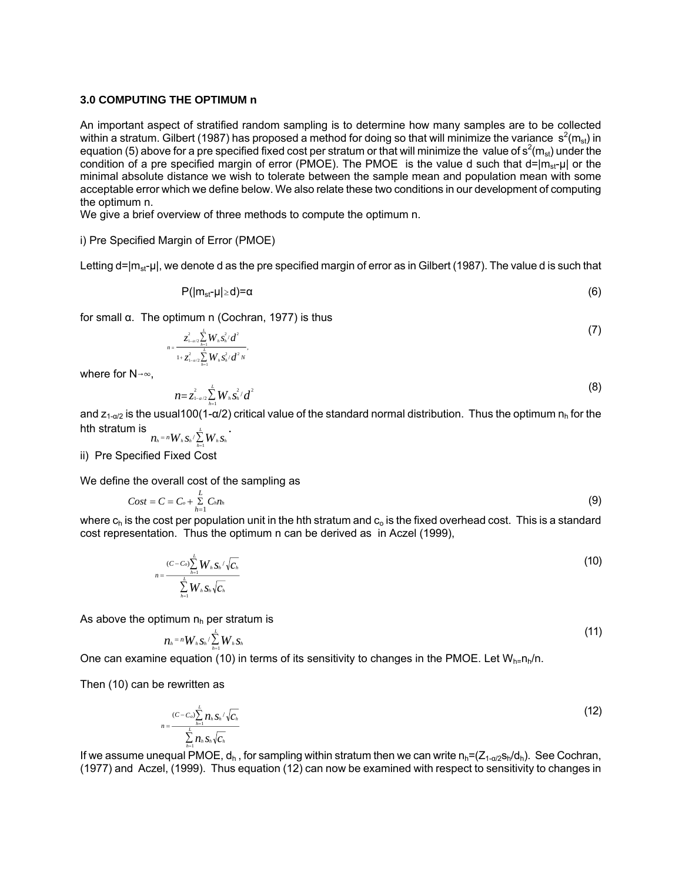### 3.0 COMPUTING THE OPTIMUM n

An important aspect of stratified random sampling is to determine how many samples are to be collected within a stratum. Gilbert (1987) has proposed a method for doing so that will minimize the variance $s^2(m_{st})$ in equation (5) above for a pre specified fixed cost per stratum or that will minimize the value of $s^2(m_{st})$ under the condition of a pre specified margin of error (PMOE). The PMOE is the value d such that $d=|m_{st}-\mu|$ or the minimal absolute distance we wish to tolerate between the sample mean and population mean with some acceptable error which we define below. We also relate these two conditions in our development of computing the optimum n.

We give a brief overview of three methods to compute the optimum n.

i) Pre Specified Margin of Error (PMOE)

Letting $d=|m_{st}-\mu|$, we denote d as the pre specified margin of error as in Gilbert (1987). The value d is such that

$$P(|m_{st}-\mu| \geq d)=\alpha \tag{6}$$

for small α. The optimum n (Cochran, 1977) is thus

$$n=\frac{z^2_{1-\alpha/2}\sum_{h=1}^{L} W_h s_h^2/d^2}{1+z^2_{1-\alpha/2}\sum_{h=1}^{L} W_h s_h^2/d^2 N}. \tag{7}$$

where for $N\rightarrow\infty$,

$$n=z^2_{1-\alpha/2}\sum_{h=1}^{L} W_h s_h^2/d^2 \tag{8}$$

and $z_{1-\alpha/2}$ is the usual100(1-α/2) critical value of the standard normal distribution. Thus the optimum $n_h$ for the hth stratum is $n_h = nW_h s_h/\sum_{h=1}^{L} W_h s_h$.

ii) Pre Specified Fixed Cost

We define the overall cost of the sampling as

$$Cost = C = C_o + \sum_{h=1}^{L} C_h n_h \tag{9}$$

where $c_h$ is the cost per population unit in the hth stratum and $c_o$ is the fixed overhead cost. This is a standard cost representation. Thus the optimum n can be derived as in Aczel (1999),

$$n=\frac{(C-C_o)\sum_{h=1}^{L} W_h s_h/\sqrt{c_h}}{\sum_{h=1}^{L} W_h s_h\sqrt{c_h}} \tag{10}$$

As above the optimum $n_h$ per stratum is

$$n_h = nW_h s_h/\sum_{h=1}^{L} W_h s_h \tag{11}$$

One can examine equation (10) in terms of its sensitivity to changes in the PMOE. Let $W_h=n_h/n$.

Then (10) can be rewritten as

$$n=\frac{(C-C_o)\sum_{h=1}^{L} n_h s_h/\sqrt{c_h}}{\sum_{h=1}^{L} n_h s_h\sqrt{c_h}} \tag{12}$$

If we assume unequal PMOE, $d_h$, for sampling within stratum then we can write $n_h=(Z_{1-\alpha/2}s_h/d_h)$. See Cochran, (1977) and Aczel, (1999). Thus equation (12) can now be examined with respect to sensitivity to changes in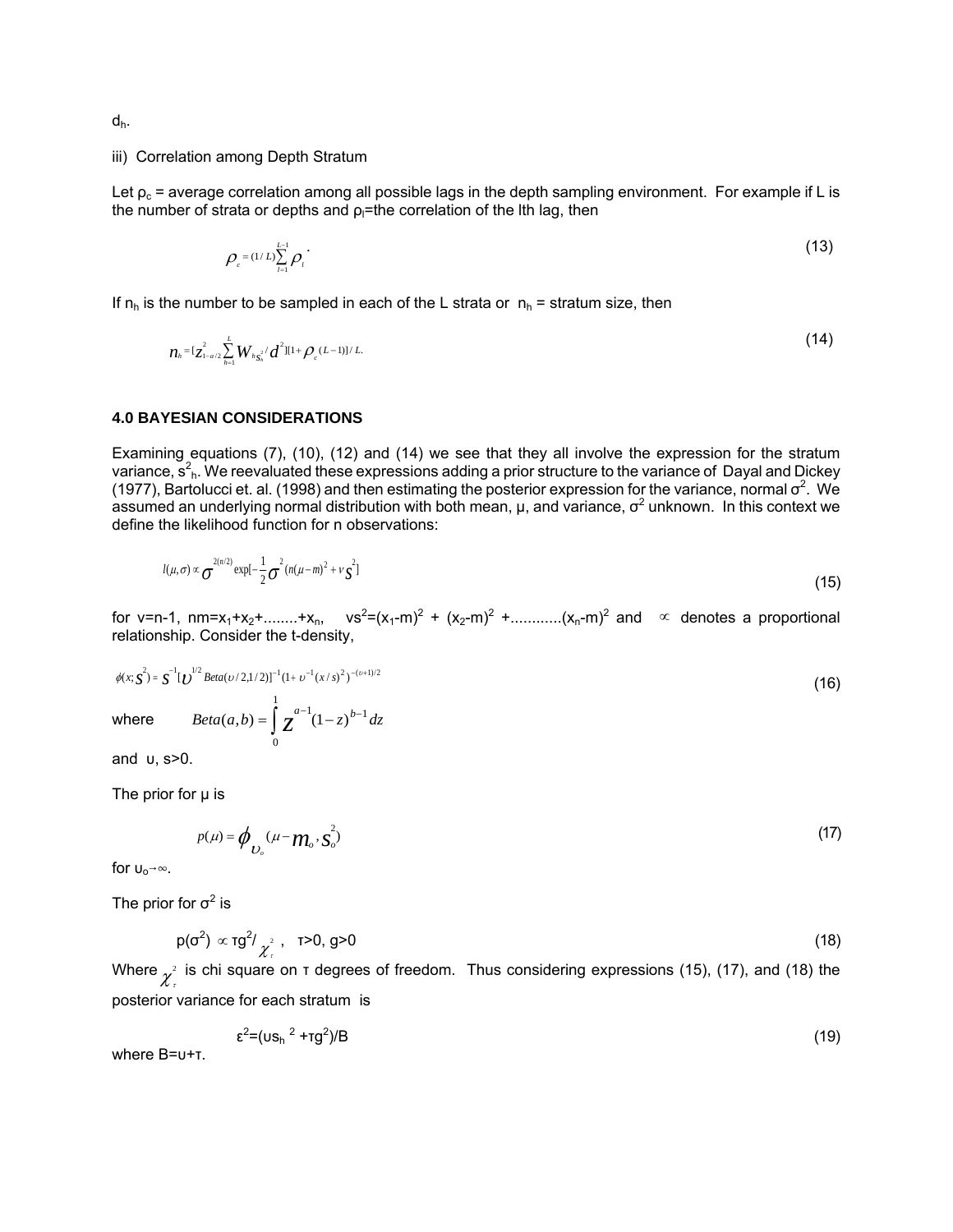$d_h$.

iii) Correlation among Depth Stratum

Let $\rho_c$ = average correlation among all possible lags in the depth sampling environment. For example if L is the number of strata or depths and $\rho_l$=the correlation of the lth lag, then

$$\rho_c = (1/L)\sum_{l=1}^{L-1} \rho_l \quad (13)$$

If $n_h$ is the number to be sampled in each of the L strata or $n_h$ = stratum size, then

$$n_h = [z_{1-\alpha/2}^2 \sum_{h=1}^{L} W_h s_h^2 / d^2][1+\rho_c(L-1)]/L. \quad (14)$$

## 4.0 BAYESIAN CONSIDERATIONS

Examining equations (7), (10), (12) and (14) we see that they all involve the expression for the stratum variance, $s_h^2$. We reevaluated these expressions adding a prior structure to the variance of Dayal and Dickey (1977), Bartolucci et. al. (1998) and then estimating the posterior expression for the variance, normal $\sigma^2$. We assumed an underlying normal distribution with both mean, μ, and variance, $\sigma^2$ unknown. In this context we define the likelihood function for n observations:

$$l(\mu,\sigma) \propto \sigma^{2(n/2)} \exp[-\frac{1}{2}\sigma^2(n(\mu-m)^2 + \nu s^2)] \quad (15)$$

for $v=n-1$, $nm=x_1+x_2+........+x_n$, $vs^2=(x_1-m)^2 + (x_2-m)^2 +............(x_n-m)^2$ and $\propto$ denotes a proportional relationship. Consider the t-density,

$$\phi(x; s^2) = s^{-1}[\upsilon^{1/2} Beta(\upsilon/2, 1/2)]^{-1}(1+\upsilon^{-1}(x/s)^2)^{-(\upsilon+1)/2} \quad (16)$$

where $$Beta(a,b) = \int_0^1 z^{a-1}(1-z)^{b-1}dz$$

and $\upsilon$, $s>0$.

The prior for μ is

$$p(\mu) = \phi_{\upsilon_o}(\mu - m_o, s_o^2) \quad (17)$$

for $\upsilon_o \to \infty$.

The prior for $\sigma^2$ is

$$p(\sigma^2) \propto \tau g^2/\chi_\tau^2, \quad \tau>0,\ g>0 \quad (18)$$

Where $\chi_\tau^2$ is chi square on τ degrees of freedom. Thus considering expressions (15), (17), and (18) the posterior variance for each stratum is

$$\varepsilon^2 = (\upsilon s_h^2 + \tau g^2)/B \quad (19)$$

where $B=\upsilon+\tau$.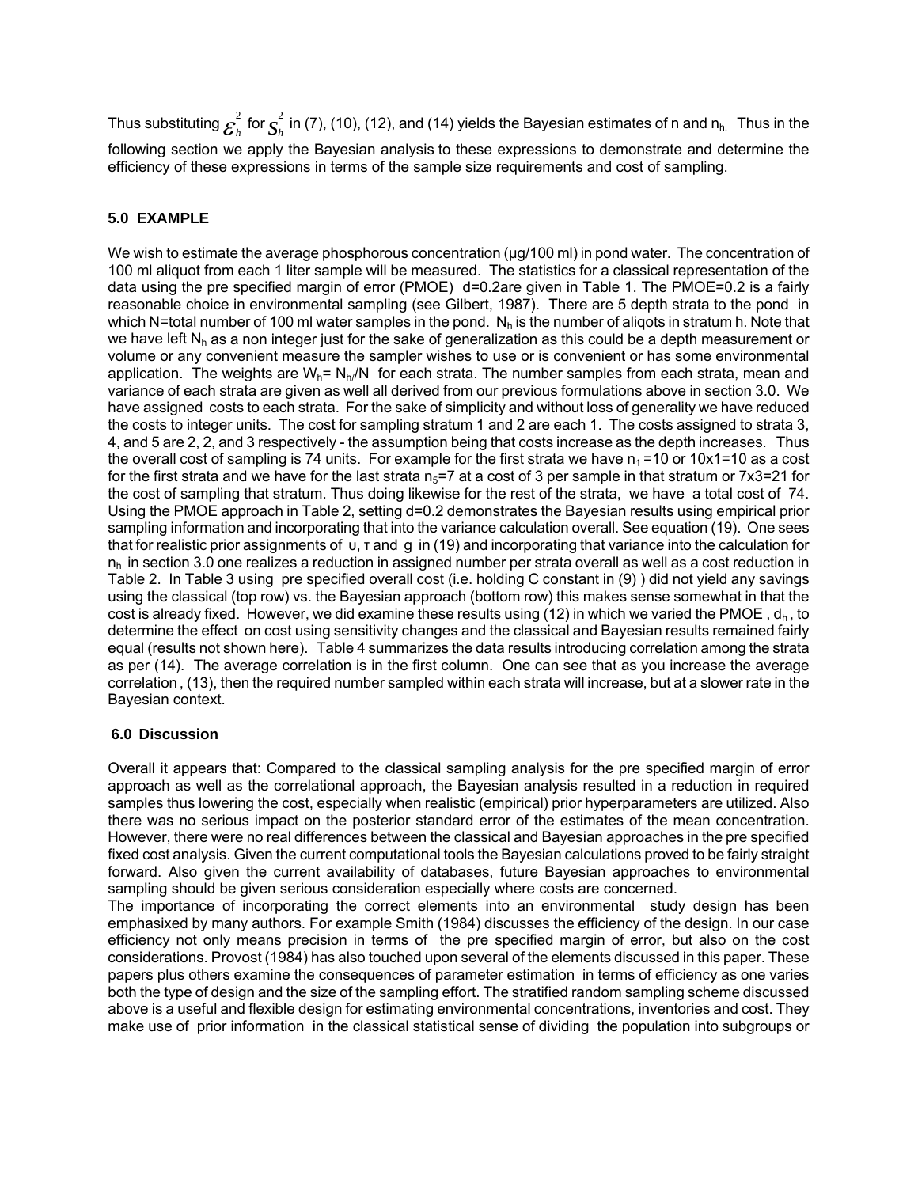Thus substituting $\varepsilon_h^2$ for $s_h^2$ in (7), (10), (12), and (14) yields the Bayesian estimates of n and $n_h$. Thus in the following section we apply the Bayesian analysis to these expressions to demonstrate and determine the efficiency of these expressions in terms of the sample size requirements and cost of sampling.

## 5.0 EXAMPLE

We wish to estimate the average phosphorous concentration (µg/100 ml) in pond water. The concentration of 100 ml aliquot from each 1 liter sample will be measured. The statistics for a classical representation of the data using the pre specified margin of error (PMOE) d=0.2are given in Table 1. The PMOE=0.2 is a fairly reasonable choice in environmental sampling (see Gilbert, 1987). There are 5 depth strata to the pond in which N=total number of 100 ml water samples in the pond. $N_h$ is the number of aliqots in stratum h. Note that we have left $N_h$ as a non integer just for the sake of generalization as this could be a depth measurement or volume or any convenient measure the sampler wishes to use or is convenient or has some environmental application. The weights are $W_h = N_h/N$ for each strata. The number samples from each strata, mean and variance of each strata are given as well all derived from our previous formulations above in section 3.0. We have assigned costs to each strata. For the sake of simplicity and without loss of generality we have reduced the costs to integer units. The cost for sampling stratum 1 and 2 are each 1. The costs assigned to strata 3, 4, and 5 are 2, 2, and 3 respectively - the assumption being that costs increase as the depth increases. Thus the overall cost of sampling is 74 units. For example for the first strata we have $n_1$ =10 or 10x1=10 as a cost for the first strata and we have for the last strata $n_5$=7 at a cost of 3 per sample in that stratum or 7x3=21 for the cost of sampling that stratum. Thus doing likewise for the rest of the strata, we have a total cost of 74. Using the PMOE approach in Table 2, setting d=0.2 demonstrates the Bayesian results using empirical prior sampling information and incorporating that into the variance calculation overall. See equation (19). One sees that for realistic prior assignments of $\upsilon$, $\tau$ and g in (19) and incorporating that variance into the calculation for $n_h$ in section 3.0 one realizes a reduction in assigned number per strata overall as well as a cost reduction in Table 2. In Table 3 using pre specified overall cost (i.e. holding C constant in (9) ) did not yield any savings using the classical (top row) vs. the Bayesian approach (bottom row) this makes sense somewhat in that the cost is already fixed. However, we did examine these results using (12) in which we varied the PMOE , $d_h$ , to determine the effect on cost using sensitivity changes and the classical and Bayesian results remained fairly equal (results not shown here). Table 4 summarizes the data results introducing correlation among the strata as per (14). The average correlation is in the first column. One can see that as you increase the average correlation , (13), then the required number sampled within each strata will increase, but at a slower rate in the Bayesian context.

## 6.0 Discussion

Overall it appears that: Compared to the classical sampling analysis for the pre specified margin of error approach as well as the correlational approach, the Bayesian analysis resulted in a reduction in required samples thus lowering the cost, especially when realistic (empirical) prior hyperparameters are utilized. Also there was no serious impact on the posterior standard error of the estimates of the mean concentration. However, there were no real differences between the classical and Bayesian approaches in the pre specified fixed cost analysis. Given the current computational tools the Bayesian calculations proved to be fairly straight forward. Also given the current availability of databases, future Bayesian approaches to environmental sampling should be given serious consideration especially where costs are concerned.

The importance of incorporating the correct elements into an environmental study design has been emphasixed by many authors. For example Smith (1984) discusses the efficiency of the design. In our case efficiency not only means precision in terms of the pre specified margin of error, but also on the cost considerations. Provost (1984) has also touched upon several of the elements discussed in this paper. These papers plus others examine the consequences of parameter estimation in terms of efficiency as one varies both the type of design and the size of the sampling effort. The stratified random sampling scheme discussed above is a useful and flexible design for estimating environmental concentrations, inventories and cost. They make use of prior information in the classical statistical sense of dividing the population into subgroups or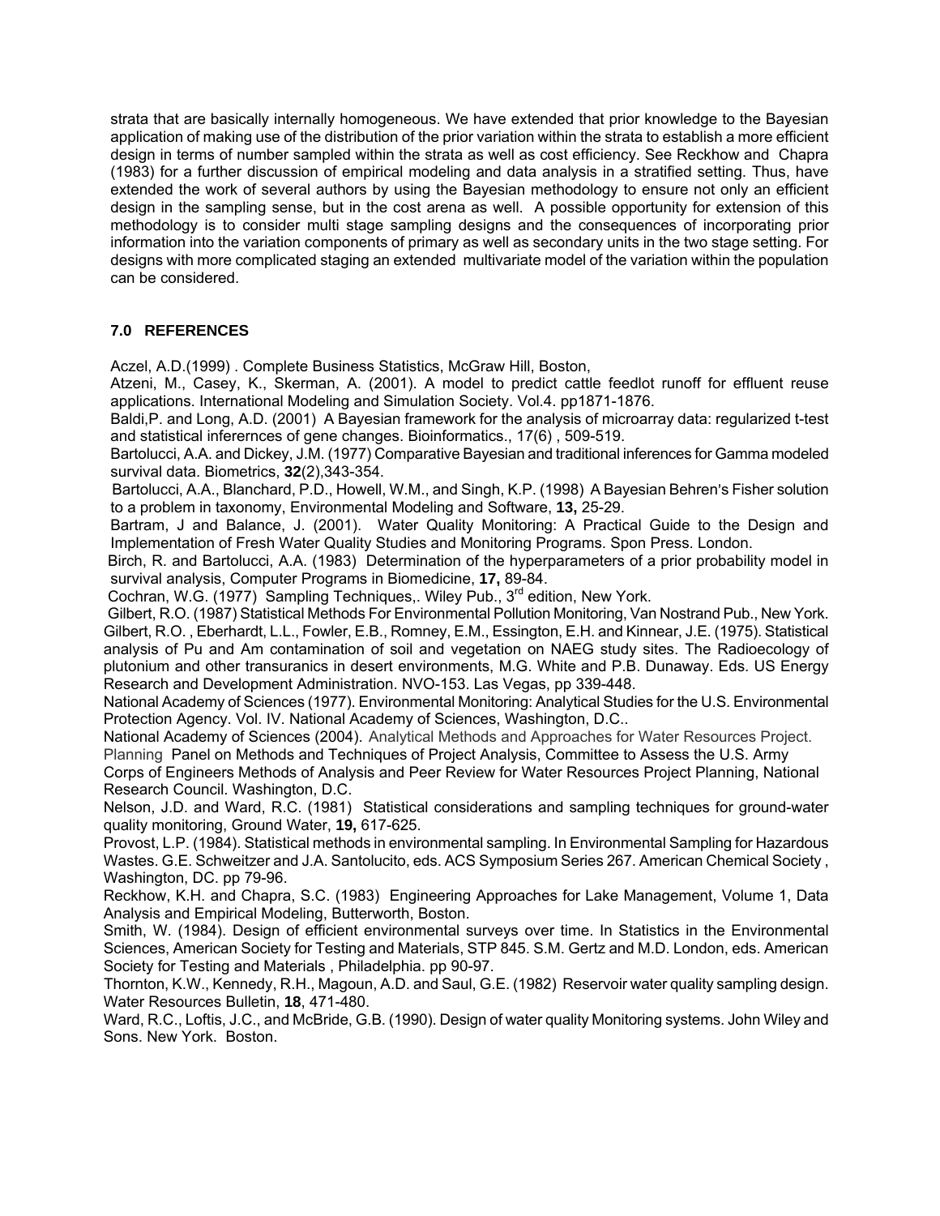strata that are basically internally homogeneous. We have extended that prior knowledge to the Bayesian application of making use of the distribution of the prior variation within the strata to establish a more efficient design in terms of number sampled within the strata as well as cost efficiency. See Reckhow and Chapra (1983) for a further discussion of empirical modeling and data analysis in a stratified setting. Thus, have extended the work of several authors by using the Bayesian methodology to ensure not only an efficient design in the sampling sense, but in the cost arena as well. A possible opportunity for extension of this methodology is to consider multi stage sampling designs and the consequences of incorporating prior information into the variation components of primary as well as secondary units in the two stage setting. For designs with more complicated staging an extended multivariate model of the variation within the population can be considered.

## 7.0 REFERENCES

Aczel, A.D.(1999) . Complete Business Statistics, McGraw Hill, Boston,

Atzeni, M., Casey, K., Skerman, A. (2001). A model to predict cattle feedlot runoff for effluent reuse applications. International Modeling and Simulation Society. Vol.4. pp1871-1876.

Baldi,P. and Long, A.D. (2001) A Bayesian framework for the analysis of microarray data: regularized t-test and statistical inferernces of gene changes. Bioinformatics., 17(6) , 509-519.

Bartolucci, A.A. and Dickey, J.M. (1977) Comparative Bayesian and traditional inferences for Gamma modeled survival data. Biometrics, **32**(2),343-354.

Bartolucci, A.A., Blanchard, P.D., Howell, W.M., and Singh, K.P. (1998) A Bayesian Behren's Fisher solution to a problem in taxonomy, Environmental Modeling and Software, **13,** 25-29.

Bartram, J and Balance, J. (2001). Water Quality Monitoring: A Practical Guide to the Design and Implementation of Fresh Water Quality Studies and Monitoring Programs. Spon Press. London.

Birch, R. and Bartolucci, A.A. (1983) Determination of the hyperparameters of a prior probability model in survival analysis, Computer Programs in Biomedicine, **17,** 89-84.

Cochran, W.G. (1977) Sampling Techniques,. Wiley Pub., 3rd edition, New York.

Gilbert, R.O. (1987) Statistical Methods For Environmental Pollution Monitoring, Van Nostrand Pub., New York.

Gilbert, R.O. , Eberhardt, L.L., Fowler, E.B., Romney, E.M., Essington, E.H. and Kinnear, J.E. (1975). Statistical analysis of Pu and Am contamination of soil and vegetation on NAEG study sites. The Radioecology of plutonium and other transurancs in desert environments, M.G. White and P.B. Dunaway. Eds. US Energy Research and Development Administration. NVO-153. Las Vegas, pp 339-448.

National Academy of Sciences (1977). Environmental Monitoring: Analytical Studies for the U.S. Environmental Protection Agency. Vol. IV. National Academy of Sciences, Washington, D.C..

National Academy of Sciences (2004). Analytical Methods and Approaches for Water Resources Project. Planning Panel on Methods and Techniques of Project Analysis, Committee to Assess the U.S. Army Corps of Engineers Methods of Analysis and Peer Review for Water Resources Project Planning, National Research Council. Washington, D.C.

Nelson, J.D. and Ward, R.C. (1981) Statistical considerations and sampling techniques for ground-water quality monitoring, Ground Water, **19,** 617-625.

Provost, L.P. (1984). Statistical methods in environmental sampling. In Environmental Sampling for Hazardous Wastes. G.E. Schweitzer and J.A. Santolucito, eds. ACS Symposium Series 267. American Chemical Society , Washington, DC. pp 79-96.

Reckhow, K.H. and Chapra, S.C. (1983) Engineering Approaches for Lake Management, Volume 1, Data Analysis and Empirical Modeling, Butterworth, Boston.

Smith, W. (1984). Design of efficient environmental surveys over time. In Statistics in the Environmental Sciences, American Society for Testing and Materials, STP 845. S.M. Gertz and M.D. London, eds. American Society for Testing and Materials , Philadelphia. pp 90-97.

Thornton, K.W., Kennedy, R.H., Magoun, A.D. and Saul, G.E. (1982) Reservoir water quality sampling design. Water Resources Bulletin, **18**, 471-480.

Ward, R.C., Loftis, J.C., and McBride, G.B. (1990). Design of water quality Monitoring systems. John Wiley and Sons. New York. Boston.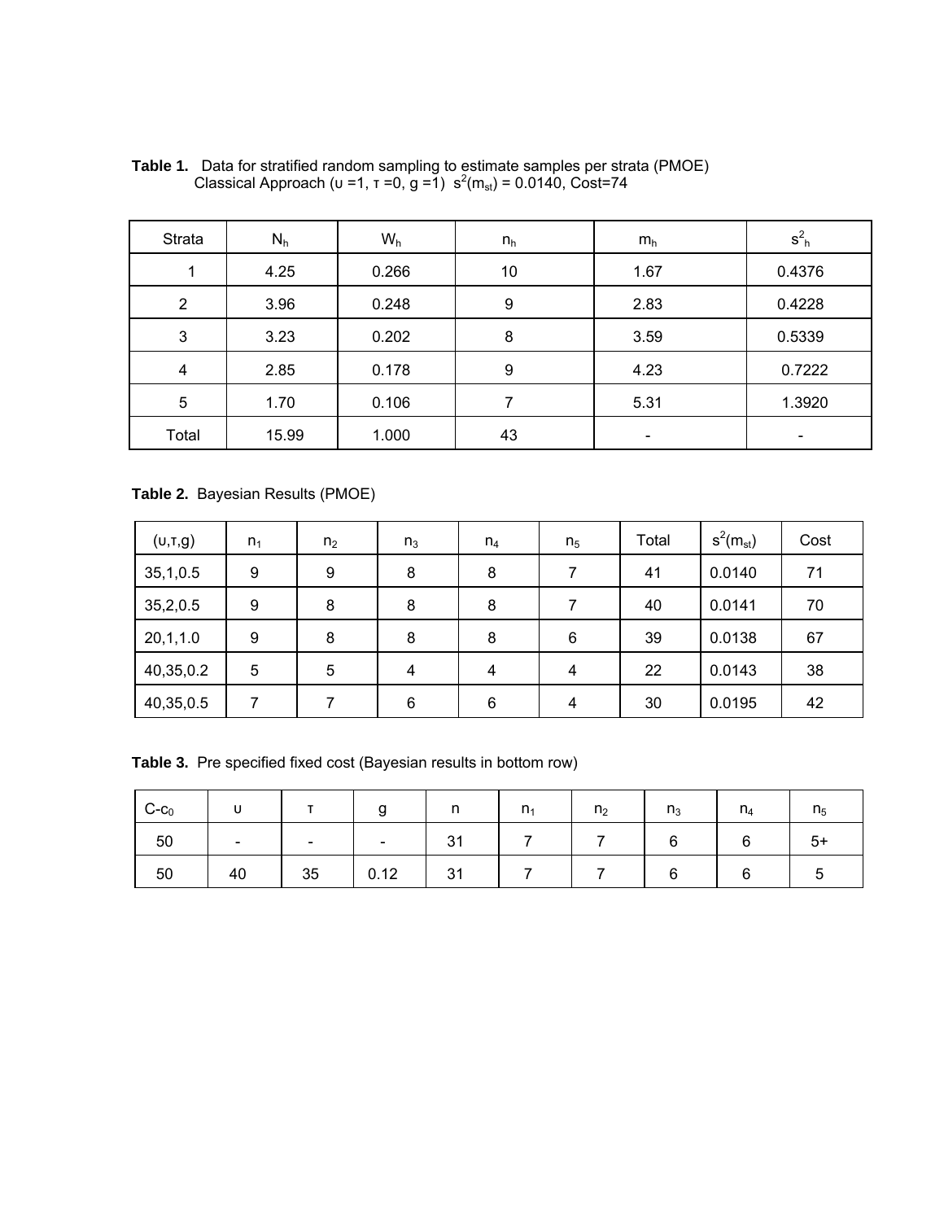**Table 1.** Data for stratified random sampling to estimate samples per strata (PMOE) Classical Approach ($\upsilon$ =1, $\tau$ =0, g =1) $s^2(m_{st})$ = 0.0140, Cost=74

| Strata | $N_h$ | $W_h$ | $n_h$ | $m_h$ | $s^2_h$ |
|---|---|---|---|---|---|
| 1 | 4.25 | 0.266 | 10 | 1.67 | 0.4376 |
| 2 | 3.96 | 0.248 | 9 | 2.83 | 0.4228 |
| 3 | 3.23 | 0.202 | 8 | 3.59 | 0.5339 |
| 4 | 2.85 | 0.178 | 9 | 4.23 | 0.7222 |
| 5 | 1.70 | 0.106 | 7 | 5.31 | 1.3920 |
| Total | 15.99 | 1.000 | 43 | - | - |

**Table 2.** Bayesian Results (PMOE)

| ($\upsilon$,$\tau$,g) | $n_1$ | $n_2$ | $n_3$ | $n_4$ | $n_5$ | Total | $s^2(m_{st})$ | Cost |
|---|---|---|---|---|---|---|---|---|
| 35,1,0.5 | 9 | 9 | 8 | 8 | 7 | 41 | 0.0140 | 71 |
| 35,2,0.5 | 9 | 8 | 8 | 8 | 7 | 40 | 0.0141 | 70 |
| 20,1,1.0 | 9 | 8 | 8 | 8 | 6 | 39 | 0.0138 | 67 |
| 40,35,0.2 | 5 | 5 | 4 | 4 | 4 | 22 | 0.0143 | 38 |
| 40,35,0.5 | 7 | 7 | 6 | 6 | 4 | 30 | 0.0195 | 42 |

**Table 3.** Pre specified fixed cost (Bayesian results in bottom row)

| C-$c_0$ | $\upsilon$ | $\tau$ | g | n | $n_1$ | $n_2$ | $n_3$ | $n_4$ | $n_5$ |
|---|---|---|---|---|---|---|---|---|---|
| 50 | - | - | - | 31 | 7 | 7 | 6 | 6 | 5+ |
| 50 | 40 | 35 | 0.12 | 31 | 7 | 7 | 6 | 6 | 5 |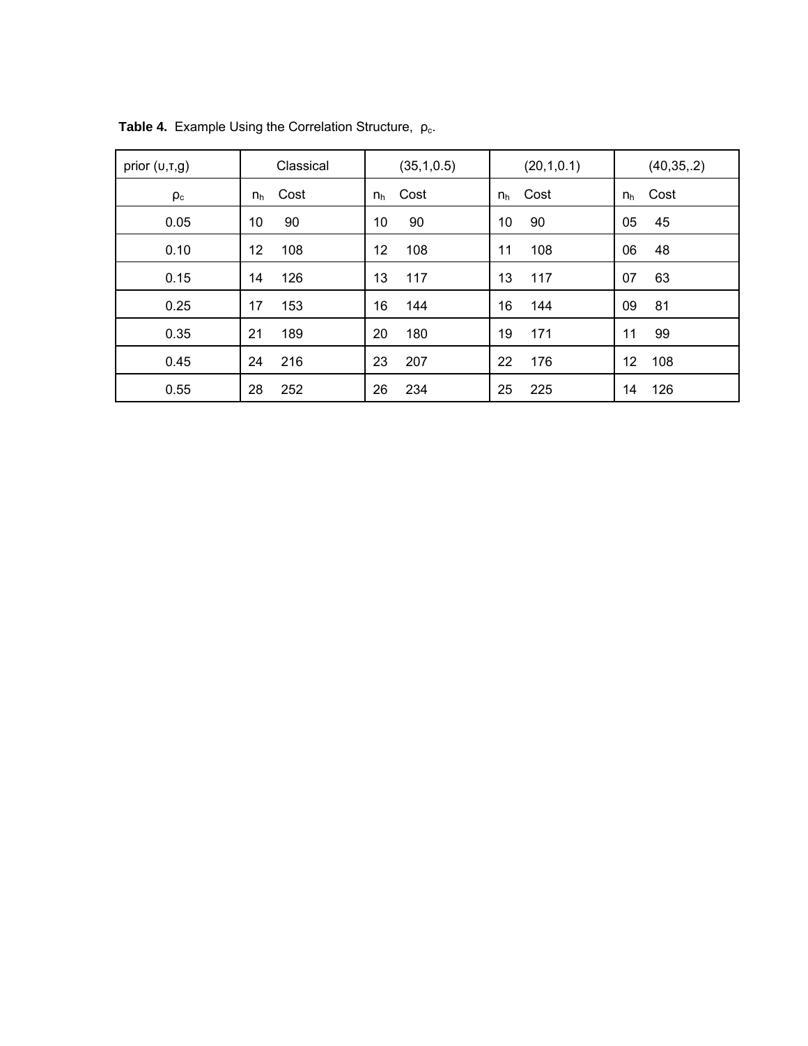**Table 4.** Example Using the Correlation Structure, $\rho_c$.

| prior ($\upsilon,\tau,g$) | Classical | | (35,1,0.5) | | (20,1,0.1) | | (40,35,.2) | |
|---|---|---|---|---|---|---|---|---|
| $\rho_c$ | $n_h$ | Cost | $n_h$ | Cost | $n_h$ | Cost | $n_h$ | Cost |
| 0.05 | 10 | 90 | 10 | 90 | 10 | 90 | 05 | 45 |
| 0.10 | 12 | 108 | 12 | 108 | 11 | 108 | 06 | 48 |
| 0.15 | 14 | 126 | 13 | 117 | 13 | 117 | 07 | 63 |
| 0.25 | 17 | 153 | 16 | 144 | 16 | 144 | 09 | 81 |
| 0.35 | 21 | 189 | 20 | 180 | 19 | 171 | 11 | 99 |
| 0.45 | 24 | 216 | 23 | 207 | 22 | 176 | 12 | 108 |
| 0.55 | 28 | 252 | 26 | 234 | 25 | 225 | 14 | 126 |